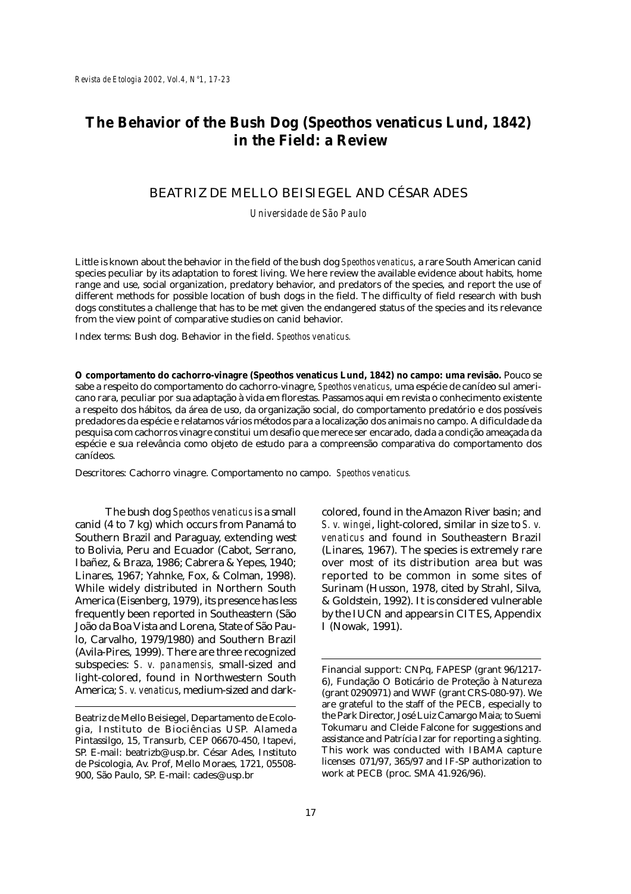# The Behavior of the Bush Dog (Speothos venaticus Lund, 1842) in the Field: a Review

BEATRIZ DE MELLO BEISIEGEL AND CÉSAR ADES

*Universidade de São Paulo*

Little is known about the behavior in the field of the bush dog *Speothos venaticus*, a rare South American canid species peculiar by its adaptation to forest living. We here review the available evidence about habits, home range and use, social organization, predatory behavior, and predators of the species, and report the use of different methods for possible location of bush dogs in the field. The difficulty of field research with bush dogs constitutes a challenge that has to be met given the endangered status of the species and its relevance from the view point of comparative studies on canid behavior.

Index terms: Bush dog. Behavior in the field. *Speothos venaticus.*

**O comportamento do cachorro-vinagre (Speothos venaticus Lund, 1842) no campo: uma revisão.** Pouco se sabe a respeito do comportamento do cachorro-vinagre, *Speothos venaticus*, uma espécie de canídeo sul americano rara, peculiar por sua adaptação à vida em florestas. Passamos aqui em revista o conhecimento existente a respeito dos hábitos, da área de uso, da organização social, do comportamento predatório e dos possíveis predadores da espécie e relatamos vários métodos para a localização dos animais no campo. A dificuldade da pesquisa com cachorros vinagre constitui um desafio que merece ser encarado, dada a condição ameaçada da espécie e sua relevância como objeto de estudo para a compreensão comparativa do comportamento dos canídeos.

Descritores: Cachorro vinagre. Comportamento no campo. *Speothos venaticus.*

The bush dog *Speothos venaticus* is a small canid (4 to 7 kg) which occurs from Panamá to Southern Brazil and Paraguay, extending west to Bolivia, Peru and Ecuador (Cabot, Serrano, Ibañez, & Braza, 1986; Cabrera & Yepes, 1940; Linares, 1967; Yahnke, Fox, & Colman, 1998). While widely distributed in Northern South America (Eisenberg, 1979), its presence has less frequently been reported in Southeastern (São João da Boa Vista and Lorena, State of São Paulo, Carvalho, 1979/1980) and Southern Brazil (Avila-Pires, 1999). There are three recognized subspecies: *S. v. panamensis,* small-sized and light-colored, found in Northwestern South America; *S. v. venaticus*, medium-sized and dark-colored, found in the Amazon River basin; and *S. v. wingei*, light-colored, similar in size to *S. v. venaticus* and found in Southeastern Brazil (Linares, 1967). The species is extremely rare over most of its distribution area but was reported to be common in some sites of Surinam (Husson, 1978, cited by Strahl, Silva, & Goldstein, 1992). It is considered vulnerable by the IUCN and appears in CITES, Appendix I (Nowak, 1991).

---

Beatriz de Mello Beisiegel, Departamento de Ecologia, Instituto de Biociências USP. Alameda Pintassilgo, 15, Transurb, CEP 06670-450, Itapevi, SP. E-mail: beatrizb@usp.br. César Ades, Instituto de Psicologia, Av. Prof, Mello Moraes, 1721, 05508-900, São Paulo, SP. E-mail: cades@usp.br

Financial support: CNPq, FAPESP (grant 96/1217-6), Fundação O Boticário de Proteção à Natureza (grant 0290971) and WWF (grant CRS-080-97). We are grateful to the staff of the PECB, especially to the Park Director, José Luiz Camargo Maia; to Suemi Tokumaru and Cleide Falcone for suggestions and assistance and Patrícia Izar for reporting a sighting. This work was conducted with IBAMA capture licenses 071/97, 365/97 and IF-SP authorization to work at PECB (proc. SMA 41.926/96).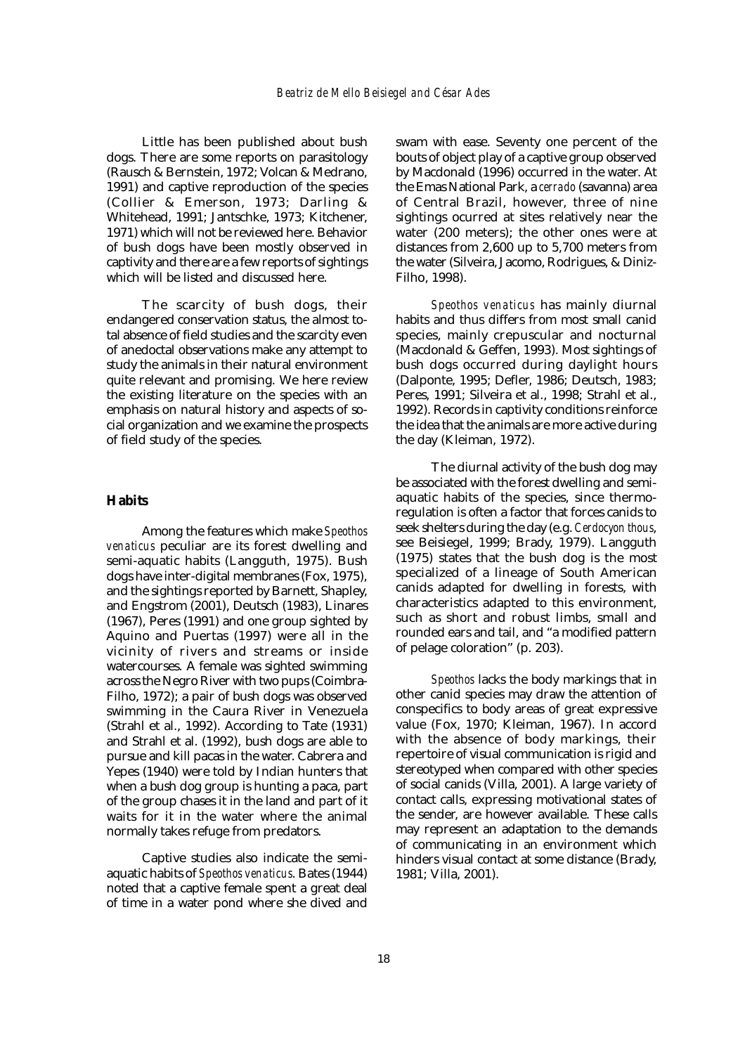Little has been published about bush dogs. There are some reports on parasitology (Rausch & Bernstein, 1972; Volcan & Medrano, 1991) and captive reproduction of the species (Collier & Emerson, 1973; Darling & Whitehead, 1991; Jantschke, 1973; Kitchener, 1971) which will not be reviewed here. Behavior of bush dogs have been mostly observed in captivity and there are a few reports of sightings which will be listed and discussed here.

The scarcity of bush dogs, their endangered conservation status, the almost total absence of field studies and the scarcity even of anedoctal observations make any attempt to study the animals in their natural environment quite relevant and promising. We here review the existing literature on the species with an emphasis on natural history and aspects of social organization and we examine the prospects of field study of the species.

## Habits

Among the features which make *Speothos venaticus* peculiar are its forest dwelling and semi-aquatic habits (Langguth, 1975). Bush dogs have inter-digital membranes (Fox, 1975), and the sightings reported by Barnett, Shapley, and Engstrom (2001), Deutsch (1983), Linares (1967), Peres (1991) and one group sighted by Aquino and Puertas (1997) were all in the vicinity of rivers and streams or inside watercourses. A female was sighted swimming across the Negro River with two pups (Coimbra-Filho, 1972); a pair of bush dogs was observed swimming in the Caura River in Venezuela (Strahl et al., 1992). According to Tate (1931) and Strahl et al. (1992), bush dogs are able to pursue and kill pacas in the water. Cabrera and Yepes (1940) were told by Indian hunters that when a bush dog group is hunting a paca, part of the group chases it in the land and part of it waits for it in the water where the animal normally takes refuge from predators.

Captive studies also indicate the semi-aquatic habits of *Speothos venaticus*. Bates (1944) noted that a captive female spent a great deal of time in a water pond where she dived and swam with ease. Seventy one percent of the bouts of object play of a captive group observed by Macdonald (1996) occurred in the water. At the Emas National Park, a *cerrado* (savanna) area of Central Brazil, however, three of nine sightings ocurred at sites relatively near the water (200 meters); the other ones were at distances from 2,600 up to 5,700 meters from the water (Silveira, Jacomo, Rodrigues, & Diniz-Filho, 1998).

*Speothos venaticus* has mainly diurnal habits and thus differs from most small canid species, mainly crepuscular and nocturnal (Macdonald & Geffen, 1993). Most sightings of bush dogs occurred during daylight hours (Dalponte, 1995; Defler, 1986; Deutsch, 1983; Peres, 1991; Silveira et al., 1998; Strahl et al., 1992). Records in captivity conditions reinforce the idea that the animals are more active during the day (Kleiman, 1972).

The diurnal activity of the bush dog may be associated with the forest dwelling and semi-aquatic habits of the species, since thermoregulation is often a factor that forces canids to seek shelters during the day (e.g. *Cerdocyon thous*, see Beisiegel, 1999; Brady, 1979). Langguth (1975) states that the bush dog is the most specialized of a lineage of South American canids adapted for dwelling in forests, with characteristics adapted to this environment, such as short and robust limbs, small and rounded ears and tail, and "a modified pattern of pelage coloration" (p. 203).

*Speothos* lacks the body markings that in other canid species may draw the attention of conspecifics to body areas of great expressive value (Fox, 1970; Kleiman, 1967). In accord with the absence of body markings, their repertoire of visual communication is rigid and stereotyped when compared with other species of social canids (Villa, 2001). A large variety of contact calls, expressing motivational states of the sender, are however available. These calls may represent an adaptation to the demands of communicating in an environment which hinders visual contact at some distance (Brady, 1981; Villa, 2001).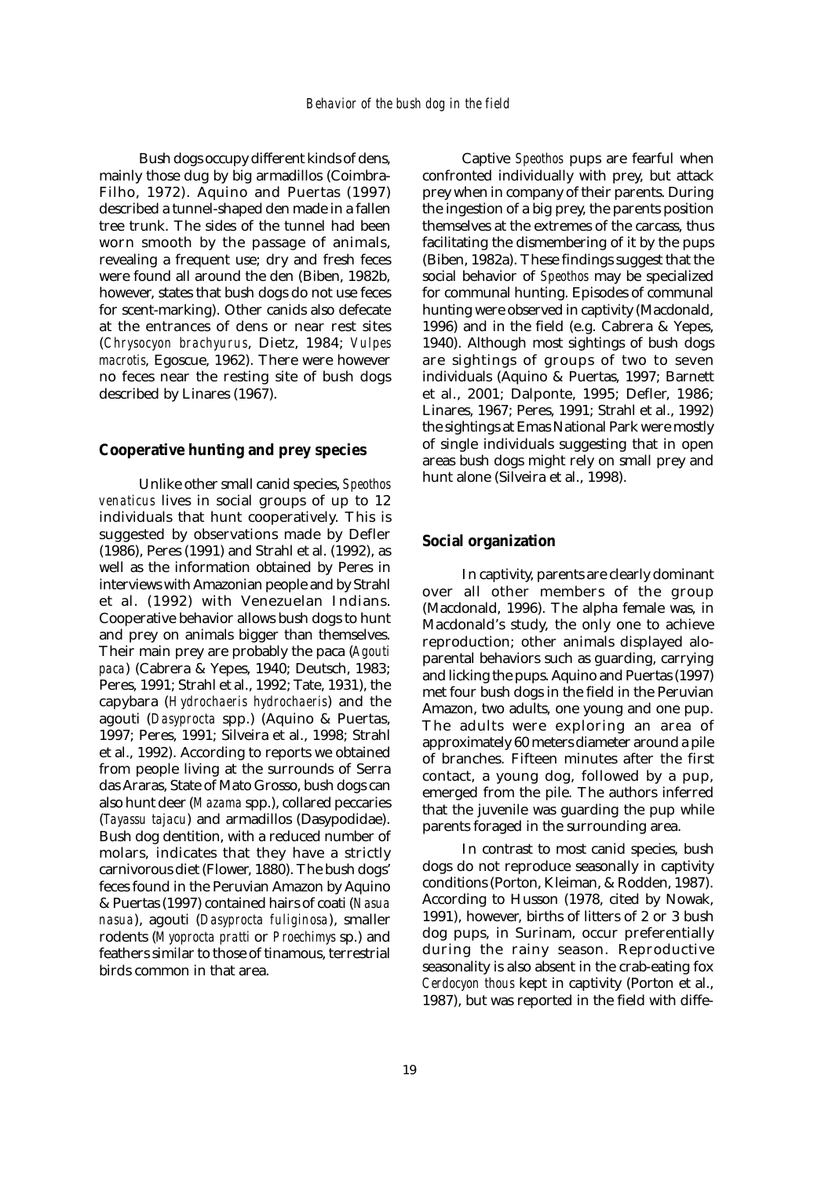Bush dogs occupy different kinds of dens, mainly those dug by big armadillos (Coimbra-Filho, 1972). Aquino and Puertas (1997) described a tunnel-shaped den made in a fallen tree trunk. The sides of the tunnel had been worn smooth by the passage of animals, revealing a frequent use; dry and fresh feces were found all around the den (Biben, 1982b, however, states that bush dogs do not use feces for scent-marking). Other canids also defecate at the entrances of dens or near rest sites (*Chrysocyon brachyurus*, Dietz, 1984; *Vulpes macrotis*, Egoscue, 1962). There were however no feces near the resting site of bush dogs described by Linares (1967).

## Cooperative hunting and prey species

Unlike other small canid species, *Speothos venaticus* lives in social groups of up to 12 individuals that hunt cooperatively. This is suggested by observations made by Defler (1986), Peres (1991) and Strahl et al. (1992), as well as the information obtained by Peres in interviews with Amazonian people and by Strahl et al. (1992) with Venezuelan Indians. Cooperative behavior allows bush dogs to hunt and prey on animals bigger than themselves. Their main prey are probably the paca (*Agouti paca*) (Cabrera & Yepes, 1940; Deutsch, 1983; Peres, 1991; Strahl et al., 1992; Tate, 1931), the capybara (*Hydrochaeris hydrochaeris*) and the agouti (*Dasyprocta* spp.) (Aquino & Puertas, 1997; Peres, 1991; Silveira et al., 1998; Strahl et al., 1992). According to reports we obtained from people living at the surrounds of Serra das Araras, State of Mato Grosso, bush dogs can also hunt deer (*Mazama* spp.), collared peccaries (*Tayassu tajacu*) and armadillos (Dasypodidae). Bush dog dentition, with a reduced number of molars, indicates that they have a strictly carnivorous diet (Flower, 1880). The bush dogs' feces found in the Peruvian Amazon by Aquino & Puertas (1997) contained hairs of coati (*Nasua nasua*), agouti (*Dasyprocta fuliginosa*), smaller rodents (*Myoprocta pratti* or *Proechimys* sp.) and feathers similar to those of tinamous, terrestrial birds common in that area.

Captive *Speothos* pups are fearful when confronted individually with prey, but attack prey when in company of their parents. During the ingestion of a big prey, the parents position themselves at the extremes of the carcass, thus facilitating the dismembering of it by the pups (Biben, 1982a). These findings suggest that the social behavior of *Speothos* may be specialized for communal hunting. Episodes of communal hunting were observed in captivity (Macdonald, 1996) and in the field (e.g. Cabrera & Yepes, 1940). Although most sightings of bush dogs are sightings of groups of two to seven individuals (Aquino & Puertas, 1997; Barnett et al., 2001; Dalponte, 1995; Defler, 1986; Linares, 1967; Peres, 1991; Strahl et al., 1992) the sightings at Emas National Park were mostly of single individuals suggesting that in open areas bush dogs might rely on small prey and hunt alone (Silveira et al., 1998).

## Social organization

In captivity, parents are clearly dominant over all other members of the group (Macdonald, 1996). The alpha female was, in Macdonald's study, the only one to achieve reproduction; other animals displayed alo-parental behaviors such as guarding, carrying and licking the pups. Aquino and Puertas (1997) met four bush dogs in the field in the Peruvian Amazon, two adults, one young and one pup. The adults were exploring an area of approximately 60 meters diameter around a pile of branches. Fifteen minutes after the first contact, a young dog, followed by a pup, emerged from the pile. The authors inferred that the juvenile was guarding the pup while parents foraged in the surrounding area.

In contrast to most canid species, bush dogs do not reproduce seasonally in captivity conditions (Porton, Kleiman, & Rodden, 1987). According to Husson (1978, cited by Nowak, 1991), however, births of litters of 2 or 3 bush dog pups, in Surinam, occur preferentially during the rainy season. Reproductive seasonality is also absent in the crab-eating fox *Cerdocyon thous* kept in captivity (Porton et al., 1987), but was reported in the field with diffe-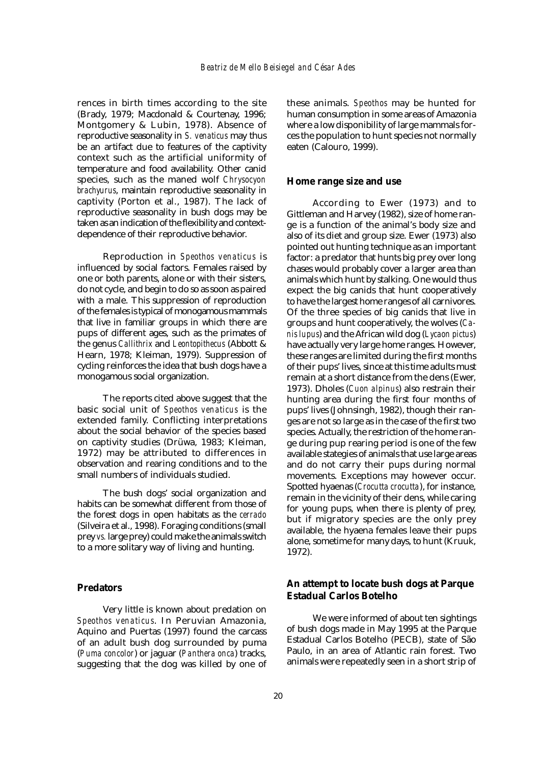rences in birth times according to the site (Brady, 1979; Macdonald & Courtenay, 1996; Montgomery & Lubin, 1978). Absence of reproductive seasonality in *S. venaticus* may thus be an artifact due to features of the captivity context such as the artificial uniformity of temperature and food availability. Other canid species, such as the maned wolf *Chrysocyon brachyurus*, maintain reproductive seasonality in captivity (Porton et al., 1987). The lack of reproductive seasonality in bush dogs may be taken as an indication of the flexibility and context-dependence of their reproductive behavior.

Reproduction in *Speothos venaticus* is influenced by social factors. Females raised by one or both parents, alone or with their sisters, do not cycle, and begin to do so as soon as paired with a male. This suppression of reproduction of the females is typical of monogamous mammals that live in familiar groups in which there are pups of different ages, such as the primates of the genus *Callithrix* and *Leontopithecus* (Abbott & Hearn, 1978; Kleiman, 1979). Suppression of cycling reinforces the idea that bush dogs have a monogamous social organization.

The reports cited above suggest that the basic social unit of *Speothos venaticus* is the extended family. Conflicting interpretations about the social behavior of the species based on captivity studies (Drüwa, 1983; Kleiman, 1972) may be attributed to differences in observation and rearing conditions and to the small numbers of individuals studied.

The bush dogs' social organization and habits can be somewhat different from those of the forest dogs in open habitats as the *cerrado* (Silveira et al., 1998). Foraging conditions (small prey *vs.* large prey) could make the animals switch to a more solitary way of living and hunting.

## Predators

Very little is known about predation on *Speothos venaticus*. In Peruvian Amazonia, Aquino and Puertas (1997) found the carcass of an adult bush dog surrounded by puma (*Puma concolor*) or jaguar (*Panthera onca*) tracks, suggesting that the dog was killed by one of these animals. *Speothos* may be hunted for human consumption in some areas of Amazonia where a low disponibility of large mammals forces the population to hunt species not normally eaten (Calouro, 1999).

## Home range size and use

According to Ewer (1973) and to Gittleman and Harvey (1982), size of home range is a function of the animal's body size and also of its diet and group size. Ewer (1973) also pointed out hunting technique as an important factor: a predator that hunts big prey over long chases would probably cover a larger area than animals which hunt by stalking. One would thus expect the big canids that hunt cooperatively to have the largest home ranges of all carnivores. Of the three species of big canids that live in groups and hunt cooperatively, the wolves (*Canis lupus*) and the African wild dog (*Lycaon pictus*) have actually very large home ranges. However, these ranges are limited during the first months of their pups' lives, since at this time adults must remain at a short distance from the dens (Ewer, 1973). Dholes (*Cuon alpinus*) also restrain their hunting area during the first four months of pups' lives (Johnsingh, 1982), though their ranges are not so large as in the case of the first two species. Actually, the restriction of the home range during pup rearing period is one of the few available stategies of animals that use large areas and do not carry their pups during normal movements. Exceptions may however occur. Spotted hyaenas (*Crocutta crocutta*), for instance, remain in the vicinity of their dens, while caring for young pups, when there is plenty of prey, but if migratory species are the only prey available, the hyaena females leave their pups alone, sometime for many days, to hunt (Kruuk, 1972).

## An attempt to locate bush dogs at Parque Estadual Carlos Botelho

We were informed of about ten sightings of bush dogs made in May 1995 at the Parque Estadual Carlos Botelho (PECB), state of São Paulo, in an area of Atlantic rain forest. Two animals were repeatedly seen in a short strip of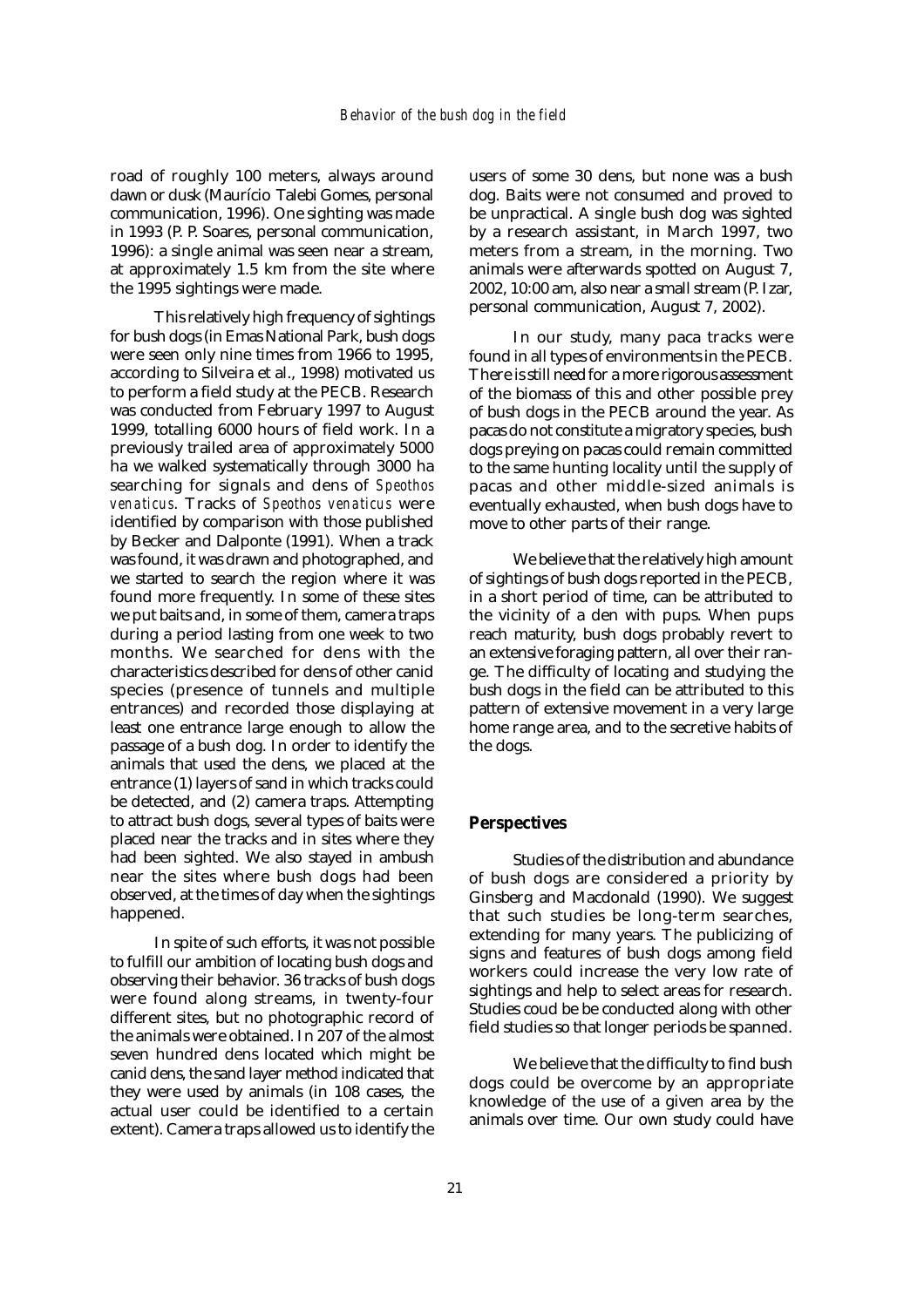road of roughly 100 meters, always around dawn or dusk (Maurício Talebi Gomes, personal communication, 1996). One sighting was made in 1993 (P. P. Soares, personal communication, 1996): a single animal was seen near a stream, at approximately 1.5 km from the site where the 1995 sightings were made.

This relatively high frequency of sightings for bush dogs (in Emas National Park, bush dogs were seen only nine times from 1966 to 1995, according to Silveira et al., 1998) motivated us to perform a field study at the PECB. Research was conducted from February 1997 to August 1999, totalling 6000 hours of field work. In a previously trailed area of approximately 5000 ha we walked systematically through 3000 ha searching for signals and dens of *Speothos venaticus*. Tracks of *Speothos venaticus* were identified by comparison with those published by Becker and Dalponte (1991). When a track was found, it was drawn and photographed, and we started to search the region where it was found more frequently. In some of these sites we put baits and, in some of them, camera traps during a period lasting from one week to two months. We searched for dens with the characteristics described for dens of other canid species (presence of tunnels and multiple entrances) and recorded those displaying at least one entrance large enough to allow the passage of a bush dog. In order to identify the animals that used the dens, we placed at the entrance (1) layers of sand in which tracks could be detected, and (2) camera traps. Attempting to attract bush dogs, several types of baits were placed near the tracks and in sites where they had been sighted. We also stayed in ambush near the sites where bush dogs had been observed, at the times of day when the sightings happened.

In spite of such efforts, it was not possible to fulfill our ambition of locating bush dogs and observing their behavior. 36 tracks of bush dogs were found along streams, in twenty-four different sites, but no photographic record of the animals were obtained. In 207 of the almost seven hundred dens located which might be canid dens, the sand layer method indicated that they were used by animals (in 108 cases, the actual user could be identified to a certain extent). Camera traps allowed us to identify the users of some 30 dens, but none was a bush dog. Baits were not consumed and proved to be unpractical. A single bush dog was sighted by a research assistant, in March 1997, two meters from a stream, in the morning. Two animals were afterwards spotted on August 7, 2002, 10:00 am, also near a small stream (P. Izar, personal communication, August 7, 2002).

In our study, many paca tracks were found in all types of environments in the PECB. There is still need for a more rigorous assessment of the biomass of this and other possible prey of bush dogs in the PECB around the year. As pacas do not constitute a migratory species, bush dogs preying on pacas could remain committed to the same hunting locality until the supply of pacas and other middle-sized animals is eventually exhausted, when bush dogs have to move to other parts of their range.

We believe that the relatively high amount of sightings of bush dogs reported in the PECB, in a short period of time, can be attributed to the vicinity of a den with pups. When pups reach maturity, bush dogs probably revert to an extensive foraging pattern, all over their range. The difficulty of locating and studying the bush dogs in the field can be attributed to this pattern of extensive movement in a very large home range area, and to the secretive habits of the dogs.

## Perspectives

Studies of the distribution and abundance of bush dogs are considered a priority by Ginsberg and Macdonald (1990). We suggest that such studies be long-term searches, extending for many years. The publicizing of signs and features of bush dogs among field workers could increase the very low rate of sightings and help to select areas for research. Studies coud be be conducted along with other field studies so that longer periods be spanned.

We believe that the difficulty to find bush dogs could be overcome by an appropriate knowledge of the use of a given area by the animals over time. Our own study could have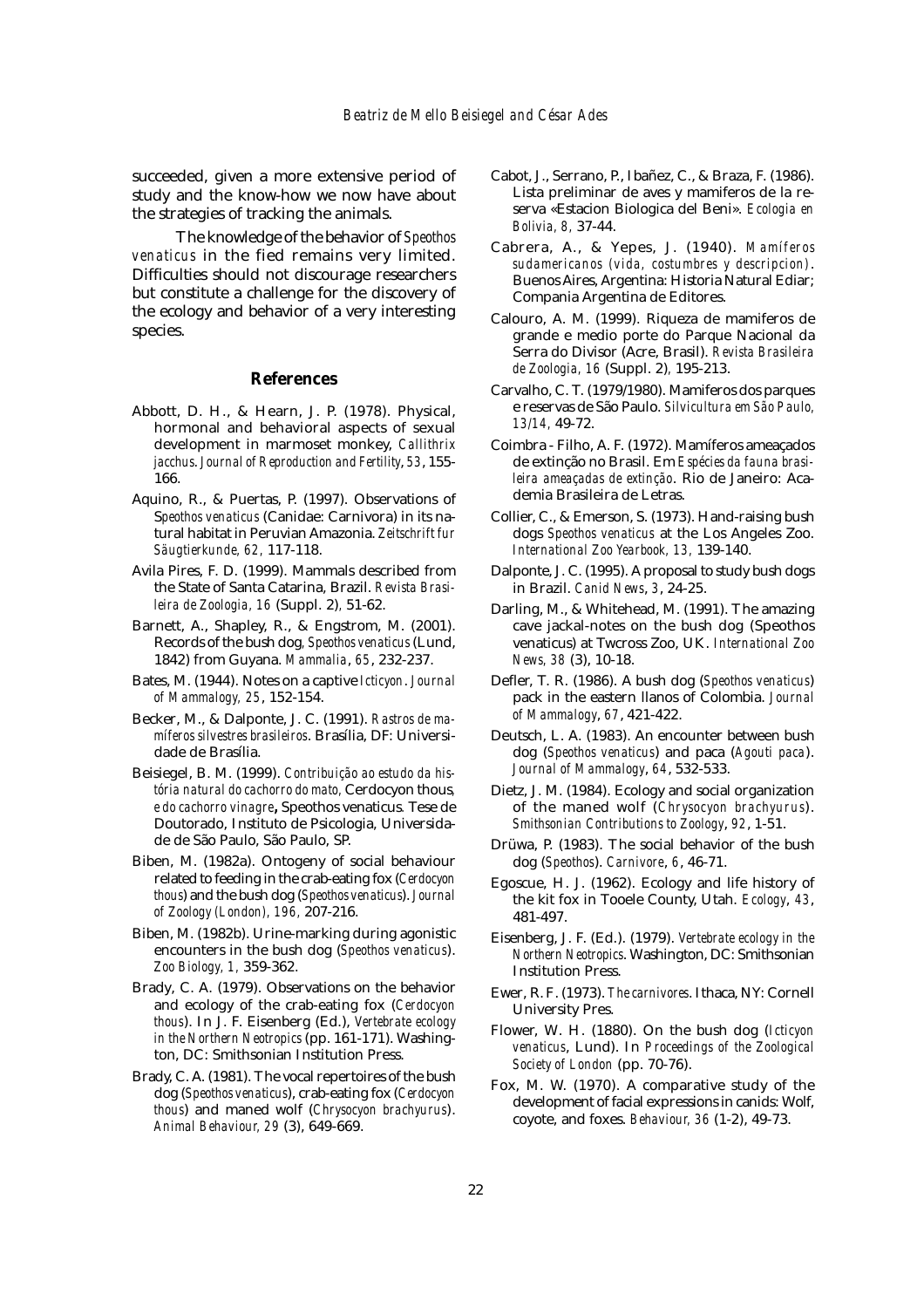succeeded, given a more extensive period of study and the know-how we now have about the strategies of tracking the animals.

The knowledge of the behavior of *Speothos venaticus* in the fied remains very limited. Difficulties should not discourage researchers but constitute a challenge for the discovery of the ecology and behavior of a very interesting species.

## References

Abbott, D. H., & Hearn, J. P. (1978). Physical, hormonal and behavioral aspects of sexual development in marmoset monkey, *Callithrix jacchus*. *Journal of Reproduction and Fertility*, *53*, 155-166.

Aquino, R., & Puertas, P. (1997). Observations of *Speothos venaticus* (Canidae: Carnivora) in its natural habitat in Peruvian Amazonia. *Zeitschrift fur Säugtierkunde, 62,* 117-118.

Avila Pires, F. D. (1999). Mammals described from the State of Santa Catarina, Brazil. *Revista Brasileira de Zoologia, 16* (Suppl. 2)*,* 51-62.

Barnett, A., Shapley, R., & Engstrom, M. (2001). Records of the bush dog, *Speothos venaticus* (Lund, 1842) from Guyana. *Mammalia*, *65*, 232-237.

Bates, M. (1944). Notes on a captive *Icticyon*. *Journal of Mammalogy, 25*, 152-154.

Becker, M., & Dalponte, J. C. (1991). *Rastros de mamíferos silvestres brasileiros*. Brasília, DF: Universidade de Brasília.

Beisiegel, B. M. (1999). *Contribuição ao estudo da história natural do cachorro do mato,* Cerdocyon thous*, e do cachorro vinagre***,** Speothos venaticus. Tese de Doutorado, Instituto de Psicologia, Universidade de São Paulo, São Paulo, SP.

Biben, M. (1982a). Ontogeny of social behaviour related to feeding in the crab-eating fox (*Cerdocyon thous*) and the bush dog (*Speothos venaticus*). *Journal of Zoology (London), 196,* 207-216.

Biben, M. (1982b). Urine-marking during agonistic encounters in the bush dog (*Speothos venaticus*). *Zoo Biology, 1,* 359-362.

Brady, C. A. (1979). Observations on the behavior and ecology of the crab-eating fox (*Cerdocyon thous*). In J. F. Eisenberg (Ed.), *Vertebrate ecology in the Northern Neotropics* (pp. 161-171). Washington, DC: Smithsonian Institution Press.

Brady, C. A. (1981). The vocal repertoires of the bush dog (*Speothos venaticus*), crab-eating fox (*Cerdocyon thous*) and maned wolf (*Chrysocyon brachyurus*). *Animal Behaviour, 29* (3), 649-669.

Cabot, J., Serrano, P., Ibañez, C., & Braza, F. (1986). Lista preliminar de aves y mamiferos de la reserva «Estacion Biologica del Beni». *Ecologia en Bolivia, 8,* 37-44.

Cabrera, A., & Yepes, J. (1940). *Mamíferos sudamericanos (vida, costumbres y descripcion)*. Buenos Aires, Argentina: Historia Natural Ediar; Compania Argentina de Editores.

Calouro, A. M. (1999). Riqueza de mamiferos de grande e medio porte do Parque Nacional da Serra do Divisor (Acre, Brasil). *Revista Brasileira de Zoologia, 16* (Suppl. 2)*,* 195-213.

Carvalho, C. T. (1979/1980). Mamiferos dos parques e reservas de São Paulo. *Silvicultura em São Paulo, 13/14,* 49-72.

Coimbra - Filho, A. F. (1972). Mamíferos ameaçados de extinção no Brasil. Em *Espécies da fauna brasileira ameaçadas de extinção*. Rio de Janeiro: Academia Brasileira de Letras.

Collier, C., & Emerson, S. (1973). Hand-raising bush dogs *Speothos venaticus* at the Los Angeles Zoo. *International Zoo Yearbook, 13,* 139-140.

Dalponte, J. C. (1995). A proposal to study bush dogs in Brazil. *Canid News*, *3*, 24-25.

Darling, M., & Whitehead, M. (1991). The amazing cave jackal-notes on the bush dog (Speothos venaticus) at Twcross Zoo, UK. *International Zoo News, 38* (3), 10-18.

Defler, T. R. (1986). A bush dog (*Speothos venaticus*) pack in the eastern llanos of Colombia. *Journal of Mammalogy*, *67*, 421-422.

Deutsch, L. A. (1983). An encounter between bush dog (*Speothos venaticus*) and paca (*Agouti paca*). *Journal of Mammalogy*, *64*, 532-533.

Dietz, J. M. (1984). Ecology and social organization of the maned wolf (*Chrysocyon brachyurus*). *Smithsonian Contributions to Zoology*, *92*, 1-51.

Drüwa, P. (1983). The social behavior of the bush dog (*Speothos*). *Carnivore*, *6*, 46-71.

Egoscue, H. J. (1962). Ecology and life history of the kit fox in Tooele County, Utah. *Ecology*, *43*, 481-497.

Eisenberg, J. F. (Ed.). (1979). *Vertebrate ecology in the Northern Neotropics*. Washington, DC: Smithsonian Institution Press.

Ewer, R. F. (1973). *The carnivores*. Ithaca, NY: Cornell University Pres.

Flower, W. H. (1880). On the bush dog (*Icticyon venaticus*, Lund). In *Proceedings of the Zoological Society of London* (pp. 70-76).

Fox, M. W. (1970). A comparative study of the development of facial expressions in canids: Wolf, coyote, and foxes. *Behaviour, 36* (1-2), 49-73.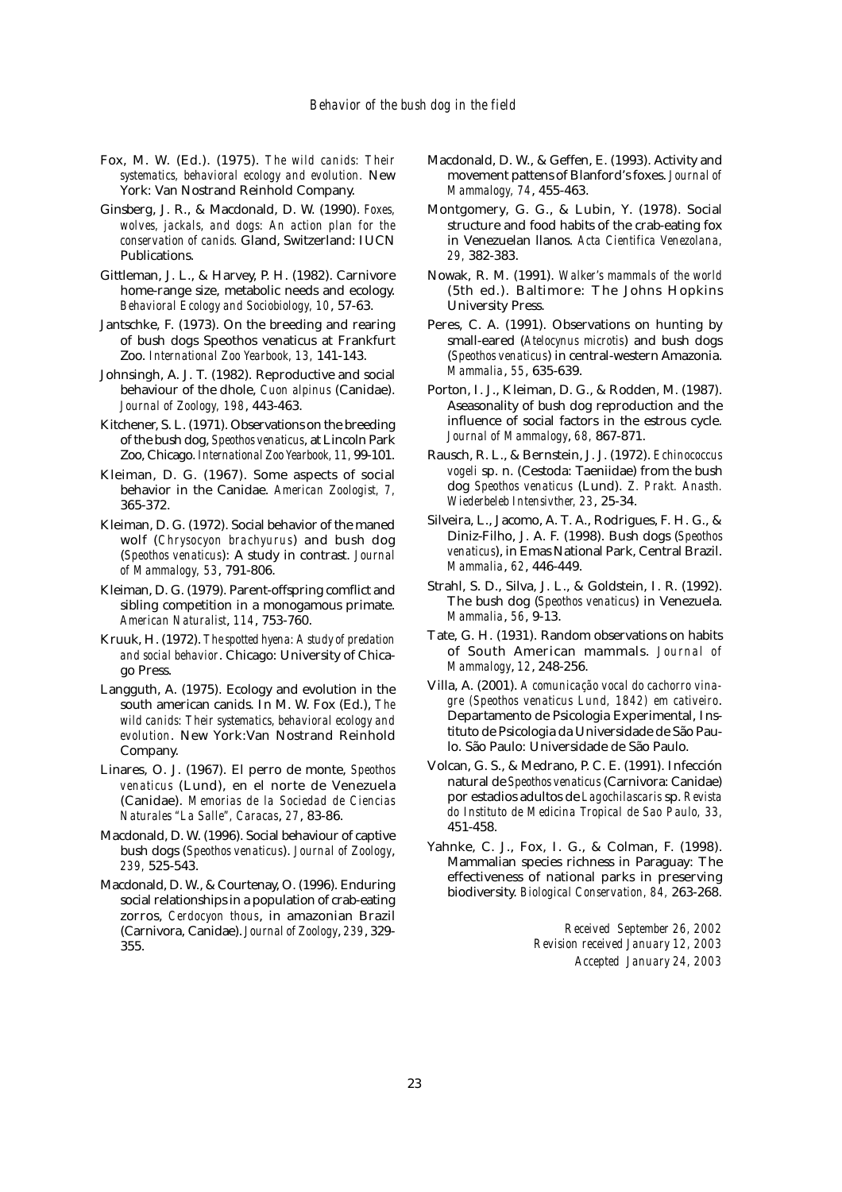Fox, M. W. (Ed.). (1975). *The wild canids: Their systematics, behavioral ecology and evolution*. New York: Van Nostrand Reinhold Company.

Ginsberg, J. R., & Macdonald, D. W. (1990). *Foxes, wolves, jackals, and dogs: An action plan for the conservation of canids*. Gland, Switzerland: IUCN Publications.

Gittleman, J. L., & Harvey, P. H. (1982). Carnivore home-range size, metabolic needs and ecology. *Behavioral Ecology and Sociobiology, 10*, 57-63.

Jantschke, F. (1973). On the breeding and rearing of bush dogs Speothos venaticus at Frankfurt Zoo. *International Zoo Yearbook, 13,* 141-143.

Johnsingh, A. J. T. (1982). Reproductive and social behaviour of the dhole, *Cuon alpinus* (Canidae). *Journal of Zoology, 198*, 443-463.

Kitchener, S. L. (1971). Observations on the breeding of the bush dog, *Speothos venaticus*, at Lincoln Park Zoo, Chicago. *International Zoo Yearbook, 11,* 99-101.

Kleiman, D. G. (1967). Some aspects of social behavior in the Canidae. *American Zoologist, 7,* 365-372.

Kleiman, D. G. (1972). Social behavior of the maned wolf (*Chrysocyon brachyurus*) and bush dog (*Speothos venaticus*): A study in contrast. *Journal of Mammalogy, 53*, 791-806.

Kleiman, D. G. (1979). Parent-offspring comflict and sibling competition in a monogamous primate. *American Naturalist*, *114*, 753-760.

Kruuk, H. (1972). *The spotted hyena: A study of predation and social behavior*. Chicago: University of Chicago Press.

Langguth, A. (1975). Ecology and evolution in the south american canids. In M. W. Fox (Ed.), *The wild canids: Their systematics, behavioral ecology and evolution*. New York:Van Nostrand Reinhold Company.

Linares, O. J. (1967). El perro de monte, *Speothos venaticus* (Lund), en el norte de Venezuela (Canidae). *Memorias de la Sociedad de Ciencias Naturales "La Salle", Caracas*, *27*, 83-86.

Macdonald, D. W. (1996). Social behaviour of captive bush dogs (*Speothos venaticus*). *Journal of Zoology*, *239,* 525-543.

Macdonald, D. W., & Courtenay, O. (1996). Enduring social relationships in a population of crab-eating zorros, *Cerdocyon thous*, in amazonian Brazil (Carnivora, Canidae). *Journal of Zoology*, *239*, 329-355.

Macdonald, D. W., & Geffen, E. (1993). Activity and movement pattens of Blanford's foxes. *Journal of Mammalogy, 74*, 455-463.

Montgomery, G. G., & Lubin, Y. (1978). Social structure and food habits of the crab-eating fox in Venezuelan llanos. *Acta Cientifica Venezolana, 29,* 382-383.

Nowak, R. M. (1991). *Walker's mammals of the world* (5th ed.). Baltimore: The Johns Hopkins University Press.

Peres, C. A. (1991). Observations on hunting by small-eared (*Atelocynus microtis*) and bush dogs (*Speothos venaticus*) in central-western Amazonia. *Mammalia*, *55*, 635-639.

Porton, I. J., Kleiman, D. G., & Rodden, M. (1987). Aseasonality of bush dog reproduction and the influence of social factors in the estrous cycle. *Journal of Mammalogy*, *68,* 867-871.

Rausch, R. L., & Bernstein, J. J. (1972). *Echinococcus vogeli* sp. n. (Cestoda: Taeniidae) from the bush dog *Speothos venaticus* (Lund). *Z. Prakt. Anasth. Wiederbeleb Intensivther, 23*, 25-34.

Silveira, L., Jacomo, A. T. A., Rodrigues, F. H. G., & Diniz-Filho, J. A. F. (1998). Bush dogs (*Speothos venaticus*), in Emas National Park, Central Brazil. *Mammalia*, *62*, 446-449.

Strahl, S. D., Silva, J. L., & Goldstein, I. R. (1992). The bush dog (*Speothos venaticus*) in Venezuela. *Mammalia*, *56*, 9-13.

Tate, G. H. (1931). Random observations on habits of South American mammals. *Journal of Mammalogy*, *12*, 248-256.

Villa, A. (2001). *A comunicação vocal do cachorro vinagre (Speothos venaticus Lund, 1842) em cativeiro*. Departamento de Psicologia Experimental, Instituto de Psicologia da Universidade de São Paulo. São Paulo: Universidade de São Paulo.

Volcan, G. S., & Medrano, P. C. E. (1991). Infección natural de *Speothos venaticus* (Carnivora: Canidae) por estadios adultos de *Lagochilascaris* sp. *Revista do Instituto de Medicina Tropical de Sao Paulo, 33,* 451-458.

Yahnke, C. J., Fox, I. G., & Colman, F. (1998). Mammalian species richness in Paraguay: The effectiveness of national parks in preserving biodiversity. *Biological Conservation, 84,* 263-268.

*Received September 26, 2002*
*Revision received January 12, 2003*
*Accepted January 24, 2003*